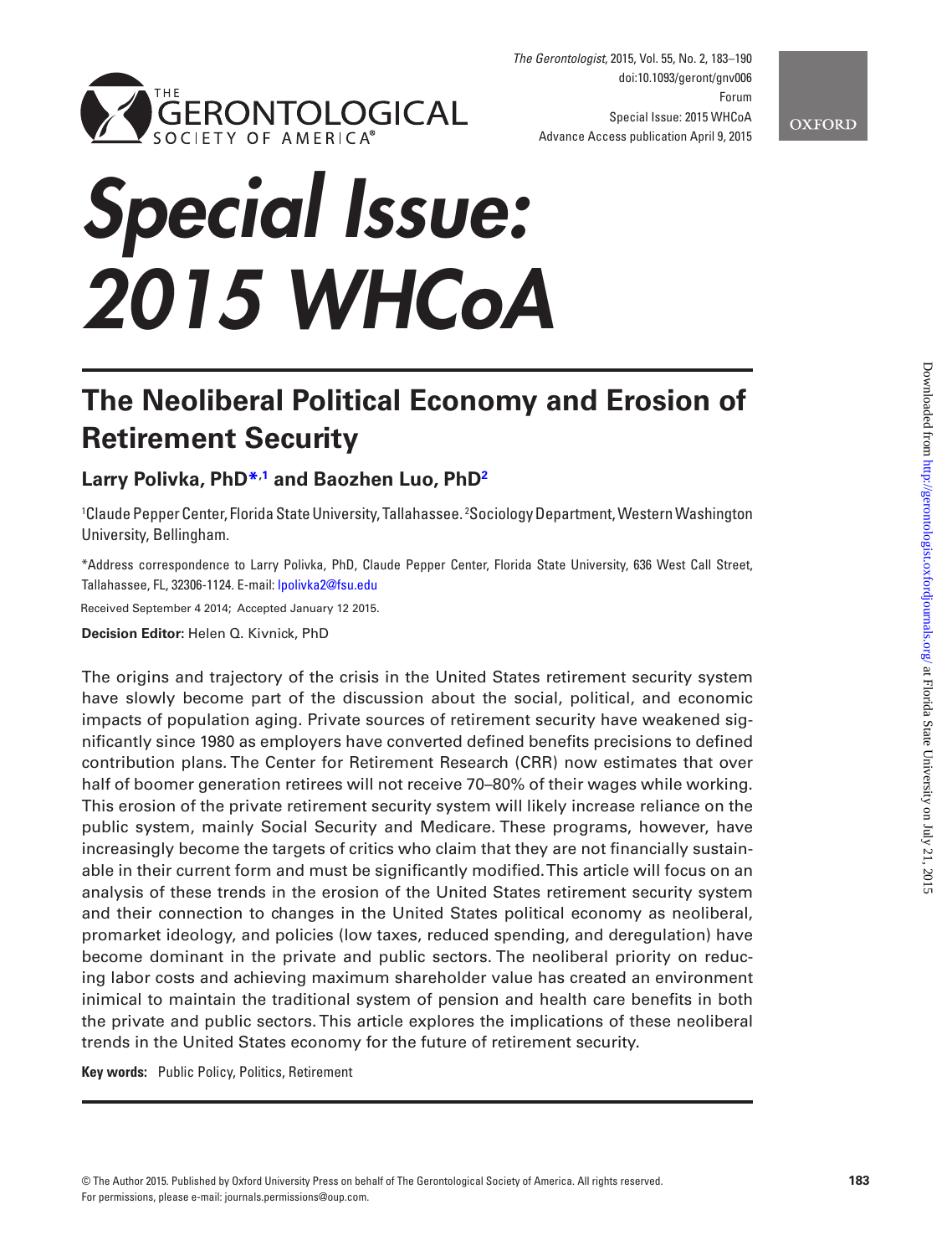# Special Issue: 2015 WHCoA

## The Neoliberal Political Economy and Erosion of Retirement Security

**Larry Polivka, PhD*[,1] and Baozhen Luo, PhD[2]**

[1]Claude Pepper Center, Florida State University, Tallahassee. [2]Sociology Department, Western Washington University, Bellingham.

*Address correspondence to Larry Polivka, PhD, Claude Pepper Center, Florida State University, 636 West Call Street, Tallahassee, FL, 32306-1124. E-mail: lpolivka2@fsu.edu

Received September 4 2014; Accepted January 12 2015.

**Decision Editor:** Helen Q. Kivnick, PhD

The origins and trajectory of the crisis in the United States retirement security system have slowly become part of the discussion about the social, political, and economic impacts of population aging. Private sources of retirement security have weakened significantly since 1980 as employers have converted defined benefits precisions to defined contribution plans. The Center for Retirement Research (CRR) now estimates that over half of boomer generation retirees will not receive 70–80% of their wages while working. This erosion of the private retirement security system will likely increase reliance on the public system, mainly Social Security and Medicare. These programs, however, have increasingly become the targets of critics who claim that they are not financially sustainable in their current form and must be significantly modified. This article will focus on an analysis of these trends in the erosion of the United States retirement security system and their connection to changes in the United States political economy as neoliberal, promarket ideology, and policies (low taxes, reduced spending, and deregulation) have become dominant in the private and public sectors. The neoliberal priority on reducing labor costs and achieving maximum shareholder value has created an environment inimical to maintain the traditional system of pension and health care benefits in both the private and public sectors. This article explores the implications of these neoliberal trends in the United States economy for the future of retirement security.

**Key words:** Public Policy, Politics, Retirement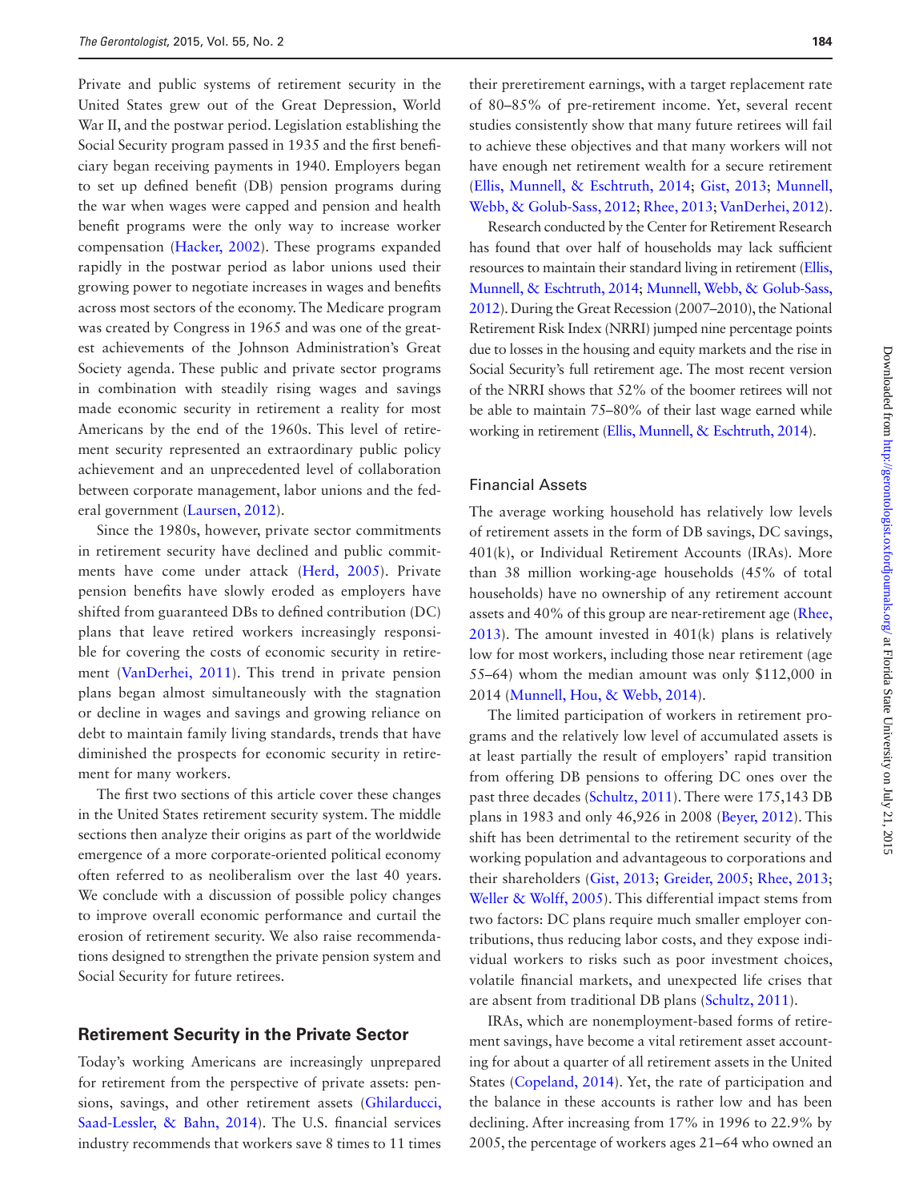Private and public systems of retirement security in the United States grew out of the Great Depression, World War II, and the postwar period. Legislation establishing the Social Security program passed in 1935 and the first beneficiary began receiving payments in 1940. Employers began to set up defined benefit (DB) pension programs during the war when wages were capped and pension and health benefit programs were the only way to increase worker compensation (Hacker, 2002). These programs expanded rapidly in the postwar period as labor unions used their growing power to negotiate increases in wages and benefits across most sectors of the economy. The Medicare program was created by Congress in 1965 and was one of the greatest achievements of the Johnson Administration's Great Society agenda. These public and private sector programs in combination with steadily rising wages and savings made economic security in retirement a reality for most Americans by the end of the 1960s. This level of retirement security represented an extraordinary public policy achievement and an unprecedented level of collaboration between corporate management, labor unions and the federal government (Laursen, 2012).

Since the 1980s, however, private sector commitments in retirement security have declined and public commitments have come under attack (Herd, 2005). Private pension benefits have slowly eroded as employers have shifted from guaranteed DBs to defined contribution (DC) plans that leave retired workers increasingly responsible for covering the costs of economic security in retirement (VanDerhei, 2011). This trend in private pension plans began almost simultaneously with the stagnation or decline in wages and savings and growing reliance on debt to maintain family living standards, trends that have diminished the prospects for economic security in retirement for many workers.

The first two sections of this article cover these changes in the United States retirement security system. The middle sections then analyze their origins as part of the worldwide emergence of a more corporate-oriented political economy often referred to as neoliberalism over the last 40 years. We conclude with a discussion of possible policy changes to improve overall economic performance and curtail the erosion of retirement security. We also raise recommendations designed to strengthen the private pension system and Social Security for future retirees.

## Retirement Security in the Private Sector

Today's working Americans are increasingly unprepared for retirement from the perspective of private assets: pensions, savings, and other retirement assets (Ghilarducci, Saad-Lessler, & Bahn, 2014). The U.S. financial services industry recommends that workers save 8 times to 11 times their preretirement earnings, with a target replacement rate of 80–85% of pre-retirement income. Yet, several recent studies consistently show that many future retirees will fail to achieve these objectives and that many workers will not have enough net retirement wealth for a secure retirement (Ellis, Munnell, & Eschtruth, 2014; Gist, 2013; Munnell, Webb, & Golub-Sass, 2012; Rhee, 2013; VanDerhei, 2012).

Research conducted by the Center for Retirement Research has found that over half of households may lack sufficient resources to maintain their standard living in retirement (Ellis, Munnell, & Eschtruth, 2014; Munnell, Webb, & Golub-Sass, 2012). During the Great Recession (2007–2010), the National Retirement Risk Index (NRRI) jumped nine percentage points due to losses in the housing and equity markets and the rise in Social Security's full retirement age. The most recent version of the NRRI shows that 52% of the boomer retirees will not be able to maintain 75–80% of their last wage earned while working in retirement (Ellis, Munnell, & Eschtruth, 2014).

### Financial Assets

The average working household has relatively low levels of retirement assets in the form of DB savings, DC savings, 401(k), or Individual Retirement Accounts (IRAs). More than 38 million working-age households (45% of total households) have no ownership of any retirement account assets and 40% of this group are near-retirement age (Rhee, 2013). The amount invested in 401(k) plans is relatively low for most workers, including those near retirement (age 55–64) whom the median amount was only $112,000 in 2014 (Munnell, Hou, & Webb, 2014).

The limited participation of workers in retirement programs and the relatively low level of accumulated assets is at least partially the result of employers' rapid transition from offering DB pensions to offering DC ones over the past three decades (Schultz, 2011). There were 175,143 DB plans in 1983 and only 46,926 in 2008 (Beyer, 2012). This shift has been detrimental to the retirement security of the working population and advantageous to corporations and their shareholders (Gist, 2013; Greider, 2005; Rhee, 2013; Weller & Wolff, 2005). This differential impact stems from two factors: DC plans require much smaller employer contributions, thus reducing labor costs, and they expose individual workers to risks such as poor investment choices, volatile financial markets, and unexpected life crises that are absent from traditional DB plans (Schultz, 2011).

IRAs, which are nonemployment-based forms of retirement savings, have become a vital retirement asset accounting for about a quarter of all retirement assets in the United States (Copeland, 2014). Yet, the rate of participation and the balance in these accounts is rather low and has been declining. After increasing from 17% in 1996 to 22.9% by 2005, the percentage of workers ages 21–64 who owned an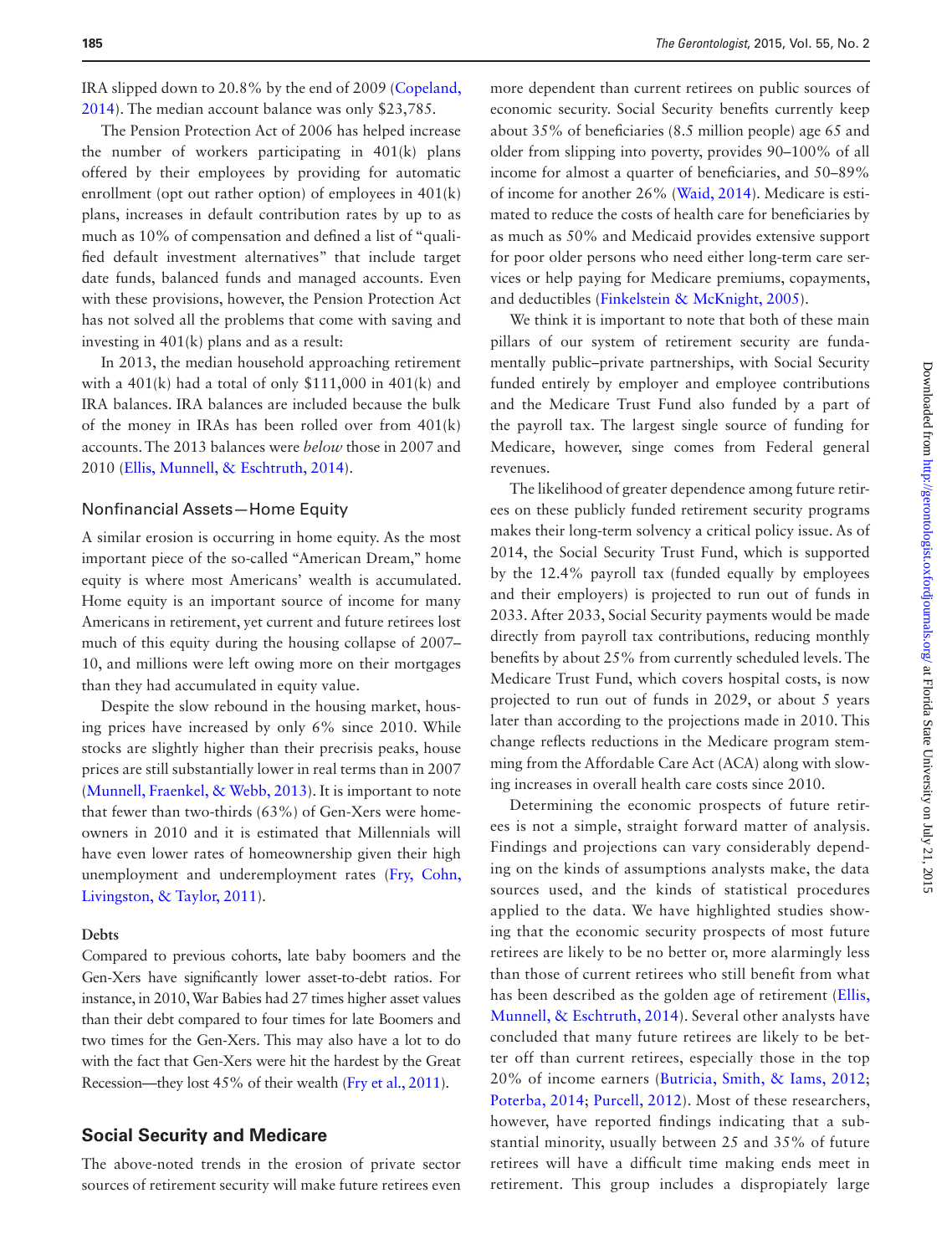IRA slipped down to 20.8% by the end of 2009 (Copeland, 2014). The median account balance was only $23,785.

The Pension Protection Act of 2006 has helped increase the number of workers participating in 401(k) plans offered by their employees by providing for automatic enrollment (opt out rather option) of employees in 401(k) plans, increases in default contribution rates by up to as much as 10% of compensation and defined a list of "qualified default investment alternatives" that include target date funds, balanced funds and managed accounts. Even with these provisions, however, the Pension Protection Act has not solved all the problems that come with saving and investing in 401(k) plans and as a result:

In 2013, the median household approaching retirement with a 401(k) had a total of only $111,000 in 401(k) and IRA balances. IRA balances are included because the bulk of the money in IRAs has been rolled over from 401(k) accounts. The 2013 balances were *below* those in 2007 and 2010 (Ellis, Munnell, & Eschtruth, 2014).

### Nonfinancial Assets—Home Equity

A similar erosion is occurring in home equity. As the most important piece of the so-called "American Dream," home equity is where most Americans' wealth is accumulated. Home equity is an important source of income for many Americans in retirement, yet current and future retirees lost much of this equity during the housing collapse of 2007–10, and millions were left owing more on their mortgages than they had accumulated in equity value.

Despite the slow rebound in the housing market, housing prices have increased by only 6% since 2010. While stocks are slightly higher than their precrisis peaks, house prices are still substantially lower in real terms than in 2007 (Munnell, Fraenkel, & Webb, 2013). It is important to note that fewer than two-thirds (63%) of Gen-Xers were homeowners in 2010 and it is estimated that Millennials will have even lower rates of homeownership given their high unemployment and underemployment rates (Fry, Cohn, Livingston, & Taylor, 2011).

#### Debts

Compared to previous cohorts, late baby boomers and the Gen-Xers have significantly lower asset-to-debt ratios. For instance, in 2010, War Babies had 27 times higher asset values than their debt compared to four times for late Boomers and two times for the Gen-Xers. This may also have a lot to do with the fact that Gen-Xers were hit the hardest by the Great Recession—they lost 45% of their wealth (Fry et al., 2011).

## Social Security and Medicare

The above-noted trends in the erosion of private sector sources of retirement security will make future retirees even more dependent than current retirees on public sources of economic security. Social Security benefits currently keep about 35% of beneficiaries (8.5 million people) age 65 and older from slipping into poverty, provides 90–100% of all income for almost a quarter of beneficiaries, and 50–89% of income for another 26% (Waid, 2014). Medicare is estimated to reduce the costs of health care for beneficiaries by as much as 50% and Medicaid provides extensive support for poor older persons who need either long-term care services or help paying for Medicare premiums, copayments, and deductibles (Finkelstein & McKnight, 2005).

We think it is important to note that both of these main pillars of our system of retirement security are fundamentally public–private partnerships, with Social Security funded entirely by employer and employee contributions and the Medicare Trust Fund also funded by a part of the payroll tax. The largest single source of funding for Medicare, however, singe comes from Federal general revenues.

The likelihood of greater dependence among future retirees on these publicly funded retirement security programs makes their long-term solvency a critical policy issue. As of 2014, the Social Security Trust Fund, which is supported by the 12.4% payroll tax (funded equally by employees and their employers) is projected to run out of funds in 2033. After 2033, Social Security payments would be made directly from payroll tax contributions, reducing monthly benefits by about 25% from currently scheduled levels. The Medicare Trust Fund, which covers hospital costs, is now projected to run out of funds in 2029, or about 5 years later than according to the projections made in 2010. This change reflects reductions in the Medicare program stemming from the Affordable Care Act (ACA) along with slowing increases in overall health care costs since 2010.

Determining the economic prospects of future retirees is not a simple, straight forward matter of analysis. Findings and projections can vary considerably depending on the kinds of assumptions analysts make, the data sources used, and the kinds of statistical procedures applied to the data. We have highlighted studies showing that the economic security prospects of most future retirees are likely to be no better or, more alarmingly less than those of current retirees who still benefit from what has been described as the golden age of retirement (Ellis, Munnell, & Eschtruth, 2014). Several other analysts have concluded that many future retirees are likely to be better off than current retirees, especially those in the top 20% of income earners (Butricia, Smith, & Iams, 2012; Poterba, 2014; Purcell, 2012). Most of these researchers, however, have reported findings indicating that a substantial minority, usually between 25 and 35% of future retirees will have a difficult time making ends meet in retirement. This group includes a dispropiately large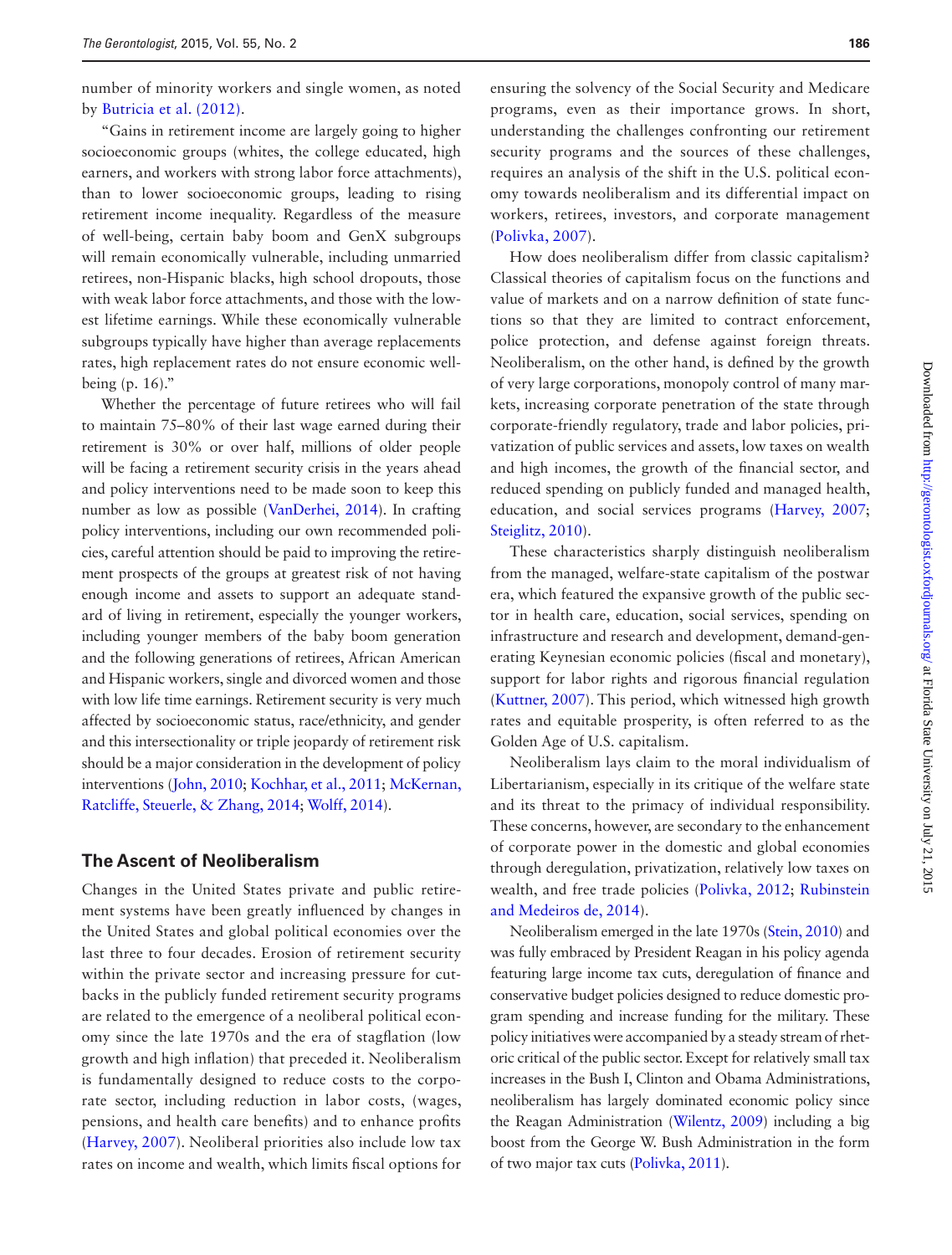number of minority workers and single women, as noted by Butricia et al. (2012).

"Gains in retirement income are largely going to higher socioeconomic groups (whites, the college educated, high earners, and workers with strong labor force attachments), than to lower socioeconomic groups, leading to rising retirement income inequality. Regardless of the measure of well-being, certain baby boom and GenX subgroups will remain economically vulnerable, including unmarried retirees, non-Hispanic blacks, high school dropouts, those with weak labor force attachments, and those with the lowest lifetime earnings. While these economically vulnerable subgroups typically have higher than average replacements rates, high replacement rates do not ensure economic well-being (p. 16)."

Whether the percentage of future retirees who will fail to maintain 75–80% of their last wage earned during their retirement is 30% or over half, millions of older people will be facing a retirement security crisis in the years ahead and policy interventions need to be made soon to keep this number as low as possible (VanDerhei, 2014). In crafting policy interventions, including our own recommended policies, careful attention should be paid to improving the retirement prospects of the groups at greatest risk of not having enough income and assets to support an adequate standard of living in retirement, especially the younger workers, including younger members of the baby boom generation and the following generations of retirees, African American and Hispanic workers, single and divorced women and those with low life time earnings. Retirement security is very much affected by socioeconomic status, race/ethnicity, and gender and this intersectionality or triple jeopardy of retirement risk should be a major consideration in the development of policy interventions (John, 2010; Kochhar, et al., 2011; McKernan, Ratcliffe, Steuerle, & Zhang, 2014; Wolff, 2014).

## The Ascent of Neoliberalism

Changes in the United States private and public retirement systems have been greatly influenced by changes in the United States and global political economies over the last three to four decades. Erosion of retirement security within the private sector and increasing pressure for cutbacks in the publicly funded retirement security programs are related to the emergence of a neoliberal political economy since the late 1970s and the era of stagflation (low growth and high inflation) that preceded it. Neoliberalism is fundamentally designed to reduce costs to the corporate sector, including reduction in labor costs, (wages, pensions, and health care benefits) and to enhance profits (Harvey, 2007). Neoliberal priorities also include low tax rates on income and wealth, which limits fiscal options for ensuring the solvency of the Social Security and Medicare programs, even as their importance grows. In short, understanding the challenges confronting our retirement security programs and the sources of these challenges, requires an analysis of the shift in the U.S. political economy towards neoliberalism and its differential impact on workers, retirees, investors, and corporate management (Polivka, 2007).

How does neoliberalism differ from classic capitalism? Classical theories of capitalism focus on the functions and value of markets and on a narrow definition of state functions so that they are limited to contract enforcement, police protection, and defense against foreign threats. Neoliberalism, on the other hand, is defined by the growth of very large corporations, monopoly control of many markets, increasing corporate penetration of the state through corporate-friendly regulatory, trade and labor policies, privatization of public services and assets, low taxes on wealth and high incomes, the growth of the financial sector, and reduced spending on publicly funded and managed health, education, and social services programs (Harvey, 2007; Steiglitz, 2010).

These characteristics sharply distinguish neoliberalism from the managed, welfare-state capitalism of the postwar era, which featured the expansive growth of the public sector in health care, education, social services, spending on infrastructure and research and development, demand-generating Keynesian economic policies (fiscal and monetary), support for labor rights and rigorous financial regulation (Kuttner, 2007). This period, which witnessed high growth rates and equitable prosperity, is often referred to as the Golden Age of U.S. capitalism.

Neoliberalism lays claim to the moral individualism of Libertarianism, especially in its critique of the welfare state and its threat to the primacy of individual responsibility. These concerns, however, are secondary to the enhancement of corporate power in the domestic and global economies through deregulation, privatization, relatively low taxes on wealth, and free trade policies (Polivka, 2012; Rubinstein and Medeiros de, 2014).

Neoliberalism emerged in the late 1970s (Stein, 2010) and was fully embraced by President Reagan in his policy agenda featuring large income tax cuts, deregulation of finance and conservative budget policies designed to reduce domestic program spending and increase funding for the military. These policy initiatives were accompanied by a steady stream of rhetoric critical of the public sector. Except for relatively small tax increases in the Bush I, Clinton and Obama Administrations, neoliberalism has largely dominated economic policy since the Reagan Administration (Wilentz, 2009) including a big boost from the George W. Bush Administration in the form of two major tax cuts (Polivka, 2011).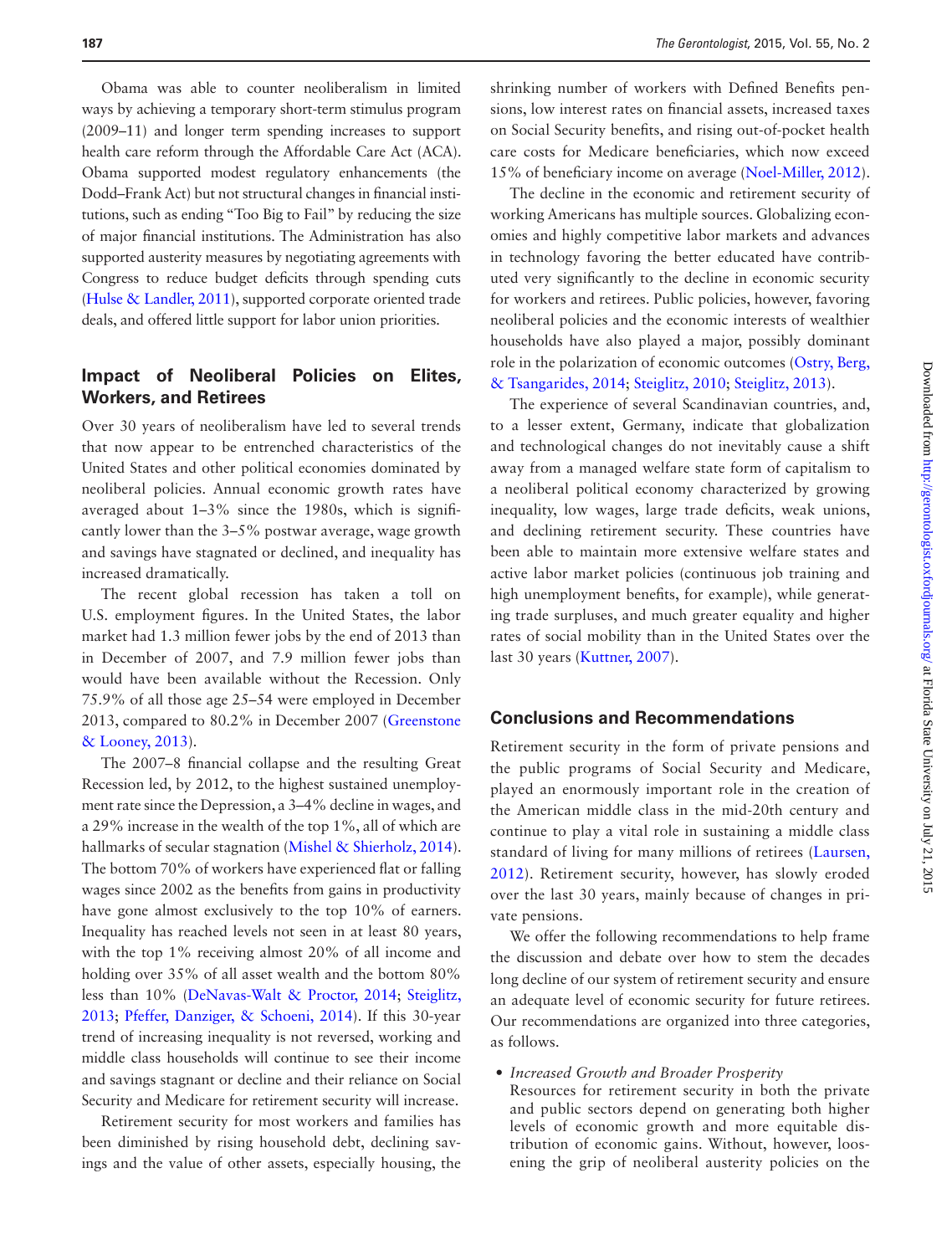Obama was able to counter neoliberalism in limited ways by achieving a temporary short-term stimulus program (2009–11) and longer term spending increases to support health care reform through the Affordable Care Act (ACA). Obama supported modest regulatory enhancements (the Dodd–Frank Act) but not structural changes in financial institutions, such as ending "Too Big to Fail" by reducing the size of major financial institutions. The Administration has also supported austerity measures by negotiating agreements with Congress to reduce budget deficits through spending cuts (Hulse & Landler, 2011), supported corporate oriented trade deals, and offered little support for labor union priorities.

## Impact of Neoliberal Policies on Elites, Workers, and Retirees

Over 30 years of neoliberalism have led to several trends that now appear to be entrenched characteristics of the United States and other political economies dominated by neoliberal policies. Annual economic growth rates have averaged about 1–3% since the 1980s, which is significantly lower than the 3–5% postwar average, wage growth and savings have stagnated or declined, and inequality has increased dramatically.

The recent global recession has taken a toll on U.S. employment figures. In the United States, the labor market had 1.3 million fewer jobs by the end of 2013 than in December of 2007, and 7.9 million fewer jobs than would have been available without the Recession. Only 75.9% of all those age 25–54 were employed in December 2013, compared to 80.2% in December 2007 (Greenstone & Looney, 2013).

The 2007–8 financial collapse and the resulting Great Recession led, by 2012, to the highest sustained unemployment rate since the Depression, a 3–4% decline in wages, and a 29% increase in the wealth of the top 1%, all of which are hallmarks of secular stagnation (Mishel & Shierholz, 2014). The bottom 70% of workers have experienced flat or falling wages since 2002 as the benefits from gains in productivity have gone almost exclusively to the top 10% of earners. Inequality has reached levels not seen in at least 80 years, with the top 1% receiving almost 20% of all income and holding over 35% of all asset wealth and the bottom 80% less than 10% (DeNavas-Walt & Proctor, 2014; Steiglitz, 2013; Pfeffer, Danziger, & Schoeni, 2014). If this 30-year trend of increasing inequality is not reversed, working and middle class households will continue to see their income and savings stagnant or decline and their reliance on Social Security and Medicare for retirement security will increase.

Retirement security for most workers and families has been diminished by rising household debt, declining savings and the value of other assets, especially housing, the shrinking number of workers with Defined Benefits pensions, low interest rates on financial assets, increased taxes on Social Security benefits, and rising out-of-pocket health care costs for Medicare beneficiaries, which now exceed 15% of beneficiary income on average (Noel-Miller, 2012).

The decline in the economic and retirement security of working Americans has multiple sources. Globalizing economies and highly competitive labor markets and advances in technology favoring the better educated have contributed very significantly to the decline in economic security for workers and retirees. Public policies, however, favoring neoliberal policies and the economic interests of wealthier households have also played a major, possibly dominant role in the polarization of economic outcomes (Ostry, Berg, & Tsangarides, 2014; Steiglitz, 2010; Steiglitz, 2013).

The experience of several Scandinavian countries, and, to a lesser extent, Germany, indicate that globalization and technological changes do not inevitably cause a shift away from a managed welfare state form of capitalism to a neoliberal political economy characterized by growing inequality, low wages, large trade deficits, weak unions, and declining retirement security. These countries have been able to maintain more extensive welfare states and active labor market policies (continuous job training and high unemployment benefits, for example), while generating trade surpluses, and much greater equality and higher rates of social mobility than in the United States over the last 30 years (Kuttner, 2007).

## Conclusions and Recommendations

Retirement security in the form of private pensions and the public programs of Social Security and Medicare, played an enormously important role in the creation of the American middle class in the mid-20th century and continue to play a vital role in sustaining a middle class standard of living for many millions of retirees (Laursen, 2012). Retirement security, however, has slowly eroded over the last 30 years, mainly because of changes in private pensions.

We offer the following recommendations to help frame the discussion and debate over how to stem the decades long decline of our system of retirement security and ensure an adequate level of economic security for future retirees. Our recommendations are organized into three categories, as follows.

- *Increased Growth and Broader Prosperity*
  Resources for retirement security in both the private and public sectors depend on generating both higher levels of economic growth and more equitable distribution of economic gains. Without, however, loosening the grip of neoliberal austerity policies on the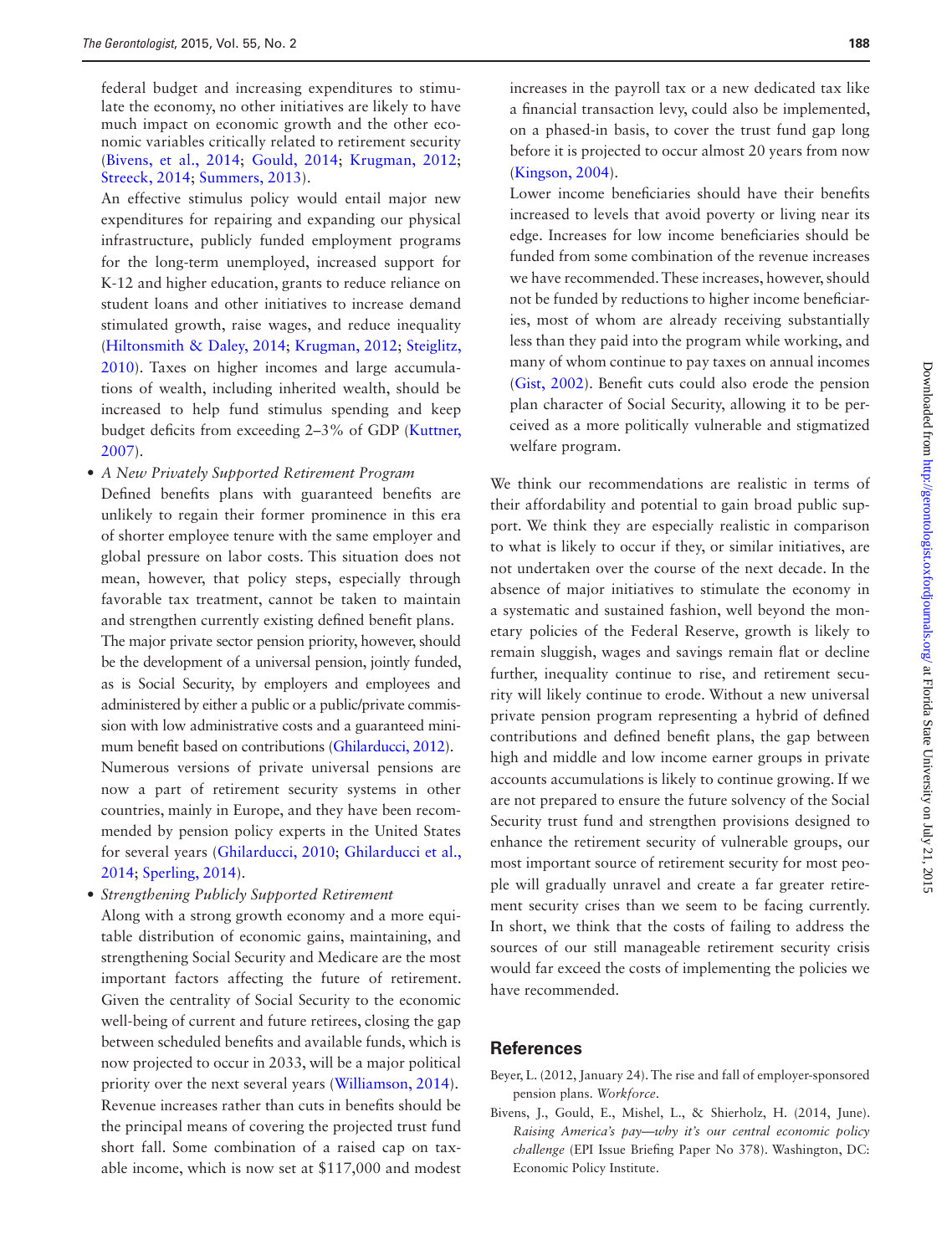federal budget and increasing expenditures to stimulate the economy, no other initiatives are likely to have much impact on economic growth and the other economic variables critically related to retirement security (Bivens, et al., 2014; Gould, 2014; Krugman, 2012; Streeck, 2014; Summers, 2013).

An effective stimulus policy would entail major new expenditures for repairing and expanding our physical infrastructure, publicly funded employment programs for the long-term unemployed, increased support for K-12 and higher education, grants to reduce reliance on student loans and other initiatives to increase demand stimulated growth, raise wages, and reduce inequality (Hiltonsmith & Daley, 2014; Krugman, 2012; Steiglitz, 2010). Taxes on higher incomes and large accumulations of wealth, including inherited wealth, should be increased to help fund stimulus spending and keep budget deficits from exceeding 2–3% of GDP (Kuttner, 2007).

- *A New Privately Supported Retirement Program*

  Defined benefits plans with guaranteed benefits are unlikely to regain their former prominence in this era of shorter employee tenure with the same employer and global pressure on labor costs. This situation does not mean, however, that policy steps, especially through favorable tax treatment, cannot be taken to maintain and strengthen currently existing defined benefit plans.

  The major private sector pension priority, however, should be the development of a universal pension, jointly funded, as is Social Security, by employers and employees and administered by either a public or a public/private commission with low administrative costs and a guaranteed minimum benefit based on contributions (Ghilarducci, 2012).

  Numerous versions of private universal pensions are now a part of retirement security systems in other countries, mainly in Europe, and they have been recommended by pension policy experts in the United States for several years (Ghilarducci, 2010; Ghilarducci et al., 2014; Sperling, 2014).

- *Strengthening Publicly Supported Retirement*

  Along with a strong growth economy and a more equitable distribution of economic gains, maintaining, and strengthening Social Security and Medicare are the most important factors affecting the future of retirement. Given the centrality of Social Security to the economic well-being of current and future retirees, closing the gap between scheduled benefits and available funds, which is now projected to occur in 2033, will be a major political priority over the next several years (Williamson, 2014).

  Revenue increases rather than cuts in benefits should be the principal means of covering the projected trust fund short fall. Some combination of a raised cap on taxable income, which is now set at $117,000 and modest increases in the payroll tax or a new dedicated tax like a financial transaction levy, could also be implemented, on a phased-in basis, to cover the trust fund gap long before it is projected to occur almost 20 years from now (Kingson, 2004).

  Lower income beneficiaries should have their benefits increased to levels that avoid poverty or living near its edge. Increases for low income beneficiaries should be funded from some combination of the revenue increases we have recommended. These increases, however, should not be funded by reductions to higher income beneficiaries, most of whom are already receiving substantially less than they paid into the program while working, and many of whom continue to pay taxes on annual incomes (Gist, 2002). Benefit cuts could also erode the pension plan character of Social Security, allowing it to be perceived as a more politically vulnerable and stigmatized welfare program.

We think our recommendations are realistic in terms of their affordability and potential to gain broad public support. We think they are especially realistic in comparison to what is likely to occur if they, or similar initiatives, are not undertaken over the course of the next decade. In the absence of major initiatives to stimulate the economy in a systematic and sustained fashion, well beyond the monetary policies of the Federal Reserve, growth is likely to remain sluggish, wages and savings remain flat or decline further, inequality continue to rise, and retirement security will likely continue to erode. Without a new universal private pension program representing a hybrid of defined contributions and defined benefit plans, the gap between high and middle and low income earner groups in private accounts accumulations is likely to continue growing. If we are not prepared to ensure the future solvency of the Social Security trust fund and strengthen provisions designed to enhance the retirement security of vulnerable groups, our most important source of retirement security for most people will gradually unravel and create a far greater retirement security crises than we seem to be facing currently. In short, we think that the costs of failing to address the sources of our still manageable retirement security crisis would far exceed the costs of implementing the policies we have recommended.

## References

Beyer, L. (2012, January 24). The rise and fall of employer-sponsored pension plans. *Workforce*.

Bivens, J., Gould, E., Mishel, L., & Shierholz, H. (2014, June). *Raising America's pay—why it's our central economic policy challenge* (EPI Issue Briefing Paper No 378). Washington, DC: Economic Policy Institute.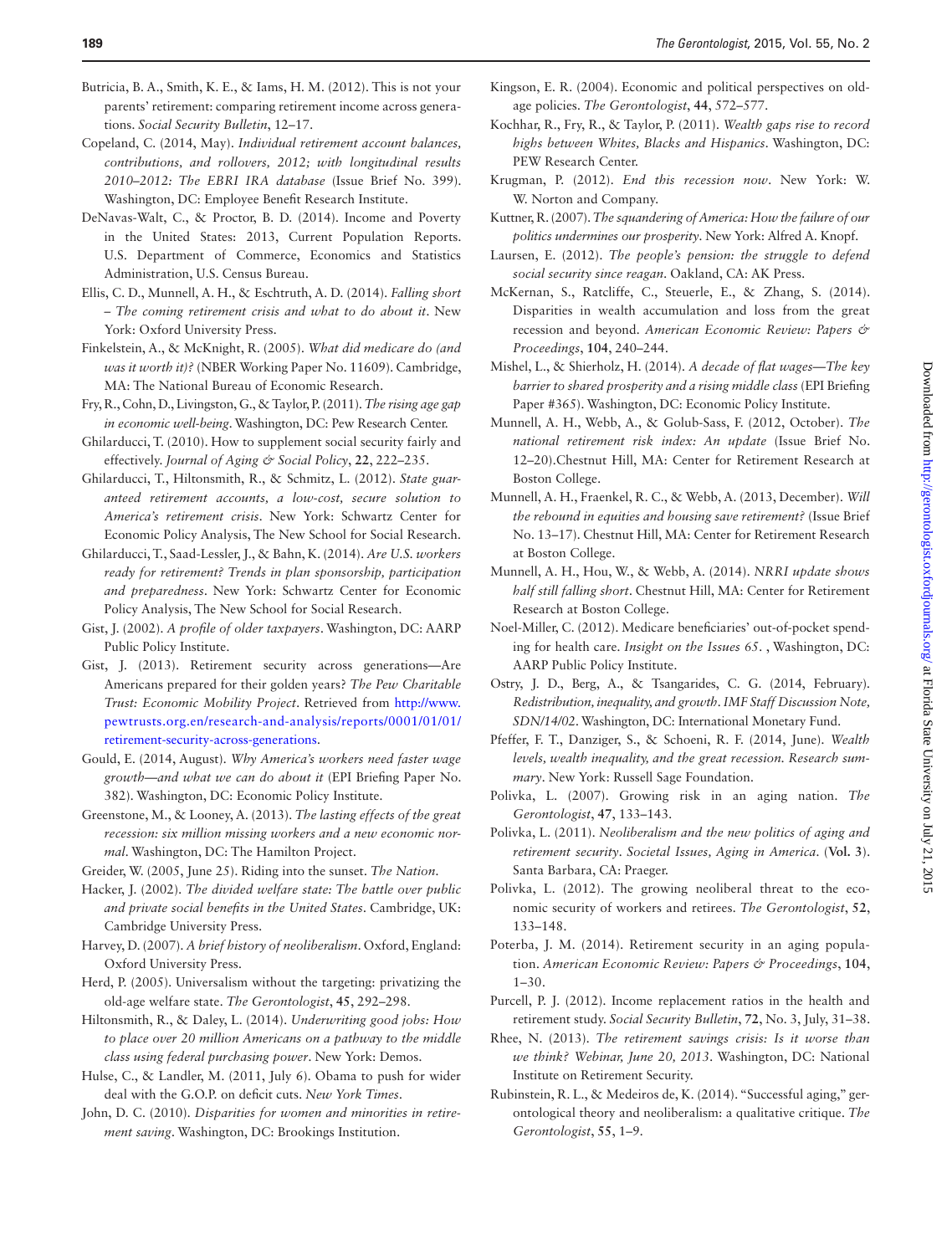Butricia, B. A., Smith, K. E., & Iams, H. M. (2012). This is not your parents' retirement: comparing retirement income across generations. *Social Security Bulletin*, 12–17.

Copeland, C. (2014, May). *Individual retirement account balances, contributions, and rollovers, 2012; with longitudinal results 2010–2012: The EBRI IRA database* (Issue Brief No. 399). Washington, DC: Employee Benefit Research Institute.

DeNavas-Walt, C., & Proctor, B. D. (2014). Income and Poverty in the United States: 2013, Current Population Reports. U.S. Department of Commerce, Economics and Statistics Administration, U.S. Census Bureau.

Ellis, C. D., Munnell, A. H., & Eschtruth, A. D. (2014). *Falling short – The coming retirement crisis and what to do about it*. New York: Oxford University Press.

Finkelstein, A., & McKnight, R. (2005). *What did medicare do (and was it worth it)?* (NBER Working Paper No. 11609). Cambridge, MA: The National Bureau of Economic Research.

Fry, R., Cohn, D., Livingston, G., & Taylor, P. (2011). *The rising age gap in economic well-being*. Washington, DC: Pew Research Center.

Ghilarducci, T. (2010). How to supplement social security fairly and effectively. *Journal of Aging & Social Policy*, **22**, 222–235.

Ghilarducci, T., Hiltonsmith, R., & Schmitz, L. (2012). *State guaranteed retirement accounts, a low-cost, secure solution to America's retirement crisis*. New York: Schwartz Center for Economic Policy Analysis, The New School for Social Research.

Ghilarducci, T., Saad-Lessler, J., & Bahn, K. (2014). *Are U.S. workers ready for retirement? Trends in plan sponsorship, participation and preparedness*. New York: Schwartz Center for Economic Policy Analysis, The New School for Social Research.

Gist, J. (2002). *A profile of older taxpayers*. Washington, DC: AARP Public Policy Institute.

Gist, J. (2013). Retirement security across generations—Are Americans prepared for their golden years? *The Pew Charitable Trust: Economic Mobility Project*. Retrieved from http://www.pewtrusts.org.en/research-and-analysis/reports/0001/01/01/retirement-security-across-generations.

Gould, E. (2014, August). *Why America's workers need faster wage growth—and what we can do about it* (EPI Briefing Paper No. 382). Washington, DC: Economic Policy Institute.

Greenstone, M., & Looney, A. (2013). *The lasting effects of the great recession: six million missing workers and a new economic normal*. Washington, DC: The Hamilton Project.

Greider, W. (2005, June 25). Riding into the sunset. *The Nation*.

Hacker, J. (2002). *The divided welfare state: The battle over public and private social benefits in the United States*. Cambridge, UK: Cambridge University Press.

Harvey, D. (2007). *A brief history of neoliberalism*. Oxford, England: Oxford University Press.

Herd, P. (2005). Universalism without the targeting: privatizing the old-age welfare state. *The Gerontologist*, **45**, 292–298.

Hiltonsmith, R., & Daley, L. (2014). *Underwriting good jobs: How to place over 20 million Americans on a pathway to the middle class using federal purchasing power*. New York: Demos.

Hulse, C., & Landler, M. (2011, July 6). Obama to push for wider deal with the G.O.P. on deficit cuts. *New York Times*.

John, D. C. (2010). *Disparities for women and minorities in retirement saving*. Washington, DC: Brookings Institution.

Kingson, E. R. (2004). Economic and political perspectives on old-age policies. *The Gerontologist*, **44**, 572–577.

Kochhar, R., Fry, R., & Taylor, P. (2011). *Wealth gaps rise to record highs between Whites, Blacks and Hispanics*. Washington, DC: PEW Research Center.

Krugman, P. (2012). *End this recession now*. New York: W. W. Norton and Company.

Kuttner, R. (2007). *The squandering of America: How the failure of our politics undermines our prosperity*. New York: Alfred A. Knopf.

Laursen, E. (2012). *The people's pension: the struggle to defend social security since reagan*. Oakland, CA: AK Press.

McKernan, S., Ratcliffe, C., Steuerle, E., & Zhang, S. (2014). Disparities in wealth accumulation and loss from the great recession and beyond. *American Economic Review: Papers & Proceedings*, **104**, 240–244.

Mishel, L., & Shierholz, H. (2014). *A decade of flat wages—The key barrier to shared prosperity and a rising middle class* (EPI Briefing Paper #365). Washington, DC: Economic Policy Institute.

Munnell, A. H., Webb, A., & Golub-Sass, F. (2012, October). *The national retirement risk index: An update* (Issue Brief No. 12–20).Chestnut Hill, MA: Center for Retirement Research at Boston College.

Munnell, A. H., Fraenkel, R. C., & Webb, A. (2013, December). *Will the rebound in equities and housing save retirement?* (Issue Brief No. 13–17). Chestnut Hill, MA: Center for Retirement Research at Boston College.

Munnell, A. H., Hou, W., & Webb, A. (2014). *NRRI update shows half still falling short*. Chestnut Hill, MA: Center for Retirement Research at Boston College.

Noel-Miller, C. (2012). Medicare beneficiaries' out-of-pocket spending for health care. *Insight on the Issues 65*. , Washington, DC: AARP Public Policy Institute.

Ostry, J. D., Berg, A., & Tsangarides, C. G. (2014, February). *Redistribution, inequality, and growth*. *IMF Staff Discussion Note, SDN/14/02*. Washington, DC: International Monetary Fund.

Pfeffer, F. T., Danziger, S., & Schoeni, R. F. (2014, June). *Wealth levels, wealth inequality, and the great recession. Research summary*. New York: Russell Sage Foundation.

Polivka, L. (2007). Growing risk in an aging nation. *The Gerontologist*, **47**, 133–143.

Polivka, L. (2011). *Neoliberalism and the new politics of aging and retirement security*. *Societal Issues, Aging in America*. (**Vol. 3**). Santa Barbara, CA: Praeger.

Polivka, L. (2012). The growing neoliberal threat to the economic security of workers and retirees. *The Gerontologist*, **52**, 133–148.

Poterba, J. M. (2014). Retirement security in an aging population. *American Economic Review: Papers & Proceedings*, **104**, 1–30.

Purcell, P. J. (2012). Income replacement ratios in the health and retirement study. *Social Security Bulletin*, **72**, No. 3, July, 31–38.

Rhee, N. (2013). *The retirement savings crisis: Is it worse than we think? Webinar, June 20, 2013*. Washington, DC: National Institute on Retirement Security.

Rubinstein, R. L., & Medeiros de, K. (2014). "Successful aging," gerontological theory and neoliberalism: a qualitative critique. *The Gerontologist*, **55**, 1–9.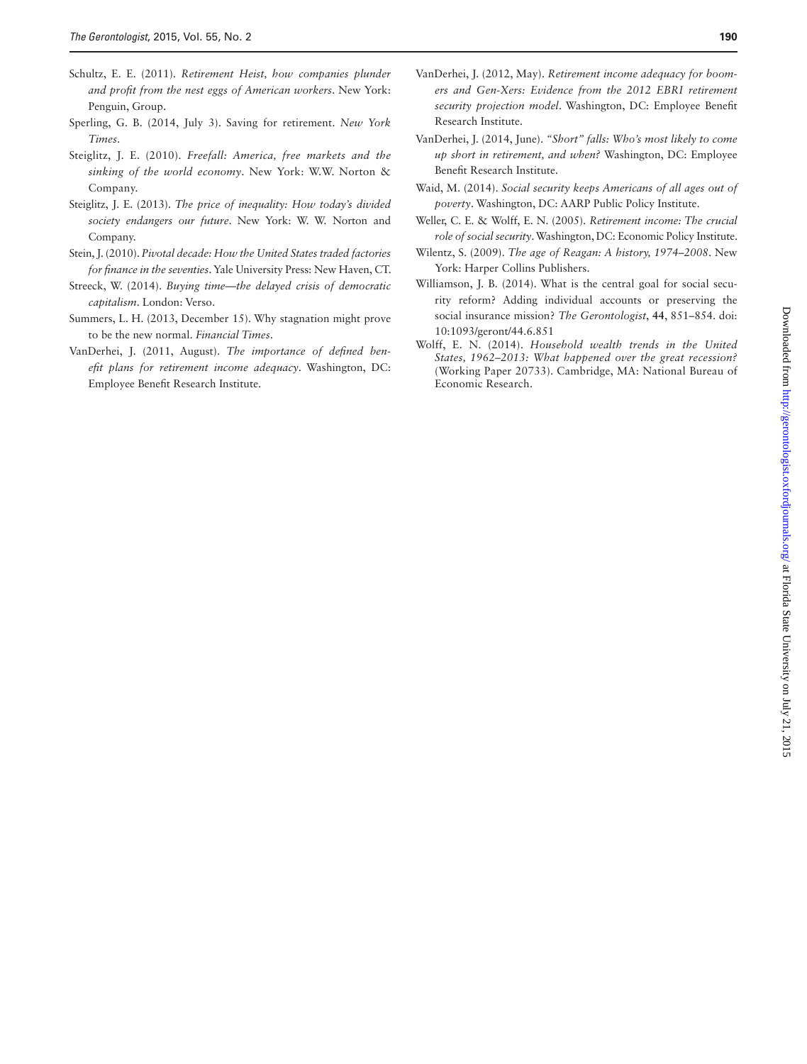Schultz, E. E. (2011). *Retirement Heist, how companies plunder and profit from the nest eggs of American workers*. New York: Penguin, Group.

Sperling, G. B. (2014, July 3). Saving for retirement. *New York Times*.

Steiglitz, J. E. (2010). *Freefall: America, free markets and the sinking of the world economy*. New York: W.W. Norton & Company.

Steiglitz, J. E. (2013). *The price of inequality: How today's divided society endangers our future*. New York: W. W. Norton and Company.

Stein, J. (2010). *Pivotal decade: How the United States traded factories for finance in the seventies*. Yale University Press: New Haven, CT.

Streeck, W. (2014). *Buying time—the delayed crisis of democratic capitalism*. London: Verso.

Summers, L. H. (2013, December 15). Why stagnation might prove to be the new normal. *Financial Times*.

VanDerhei, J. (2011, August). *The importance of defined benefit plans for retirement income adequacy*. Washington, DC: Employee Benefit Research Institute.

VanDerhei, J. (2012, May). *Retirement income adequacy for boomers and Gen-Xers: Evidence from the 2012 EBRI retirement security projection model*. Washington, DC: Employee Benefit Research Institute.

VanDerhei, J. (2014, June). *"Short" falls: Who's most likely to come up short in retirement, and when?* Washington, DC: Employee Benefit Research Institute.

Waid, M. (2014). *Social security keeps Americans of all ages out of poverty*. Washington, DC: AARP Public Policy Institute.

Weller, C. E. & Wolff, E. N. (2005). *Retirement income: The crucial role of social security*. Washington, DC: Economic Policy Institute.

Wilentz, S. (2009). *The age of Reagan: A history, 1974–2008*. New York: Harper Collins Publishers.

Williamson, J. B. (2014). What is the central goal for social security reform? Adding individual accounts or preserving the social insurance mission? *The Gerontologist*, **44**, 851–854. doi: 10:1093/geront/44.6.851

Wolff, E. N. (2014). *Household wealth trends in the United States, 1962–2013: What happened over the great recession?* (Working Paper 20733). Cambridge, MA: National Bureau of Economic Research.